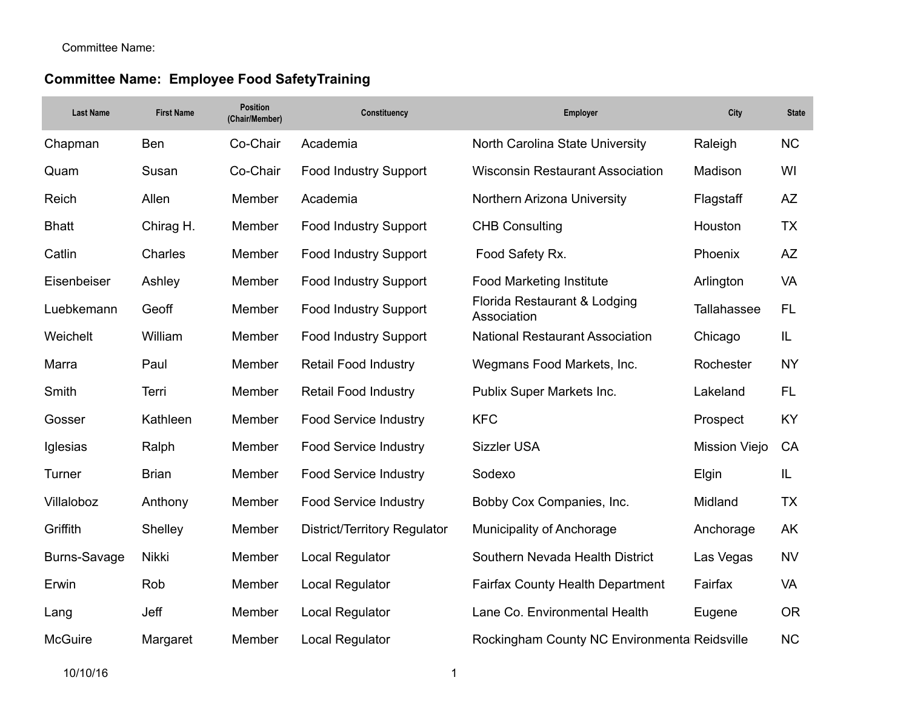Committee Name:

## Committee Name: Employee Food SafetyTraining

| Last Name | First Name | Position (Chair/Member) | Constituency | Employer | City | State |
|---|---|---|---|---|---|---|
| Chapman | Ben | Co-Chair | Academia | North Carolina State University | Raleigh | NC |
| Quam | Susan | Co-Chair | Food Industry Support | Wisconsin Restaurant Association | Madison | WI |
| Reich | Allen | Member | Academia | Northern Arizona University | Flagstaff | AZ |
| Bhatt | Chirag H. | Member | Food Industry Support | CHB Consulting | Houston | TX |
| Catlin | Charles | Member | Food Industry Support | Food Safety Rx. | Phoenix | AZ |
| Eisenbeiser | Ashley | Member | Food Industry Support | Food Marketing Institute | Arlington | VA |
| Luebkemann | Geoff | Member | Food Industry Support | Florida Restaurant & Lodging Association | Tallahassee | FL |
| Weichelt | William | Member | Food Industry Support | National Restaurant Association | Chicago | IL |
| Marra | Paul | Member | Retail Food Industry | Wegmans Food Markets, Inc. | Rochester | NY |
| Smith | Terri | Member | Retail Food Industry | Publix Super Markets Inc. | Lakeland | FL |
| Gosser | Kathleen | Member | Food Service Industry | KFC | Prospect | KY |
| Iglesias | Ralph | Member | Food Service Industry | Sizzler USA | Mission Viejo | CA |
| Turner | Brian | Member | Food Service Industry | Sodexo | Elgin | IL |
| Villaloboz | Anthony | Member | Food Service Industry | Bobby Cox Companies, Inc. | Midland | TX |
| Griffith | Shelley | Member | District/Territory Regulator | Municipality of Anchorage | Anchorage | AK |
| Burns-Savage | Nikki | Member | Local Regulator | Southern Nevada Health District | Las Vegas | NV |
| Erwin | Rob | Member | Local Regulator | Fairfax County Health Department | Fairfax | VA |
| Lang | Jeff | Member | Local Regulator | Lane Co. Environmental Health | Eugene | OR |
| McGuire | Margaret | Member | Local Regulator | Rockingham County NC Environmenta | Reidsville | NC |

10/10/16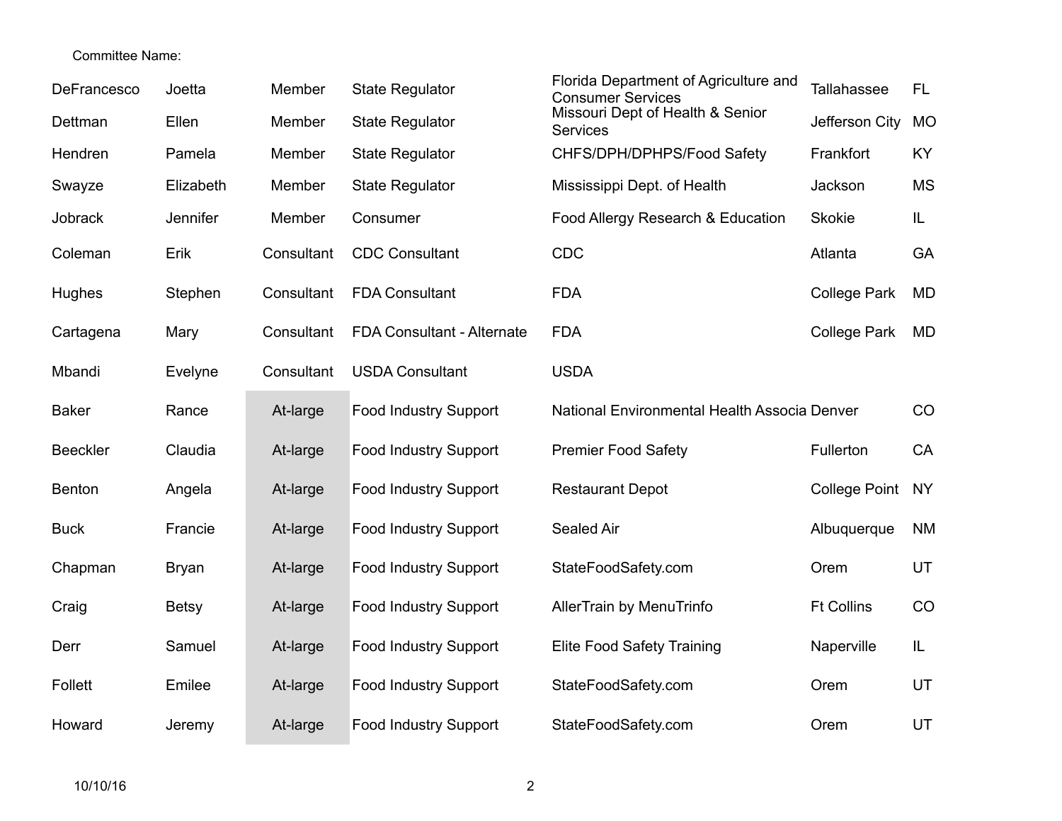Committee Name:

| | | | | | | |
|---|---|---|---|---|---|---|
| DeFrancesco | Joetta | Member | State Regulator | Florida Department of Agriculture and Consumer Services | Tallahassee | FL |
| Dettman | Ellen | Member | State Regulator | Missouri Dept of Health & Senior Services | Jefferson City | MO |
| Hendren | Pamela | Member | State Regulator | CHFS/DPH/DPHPS/Food Safety | Frankfort | KY |
| Swayze | Elizabeth | Member | State Regulator | Mississippi Dept. of Health | Jackson | MS |
| Jobrack | Jennifer | Member | Consumer | Food Allergy Research & Education | Skokie | IL |
| Coleman | Erik | Consultant | CDC Consultant | CDC | Atlanta | GA |
| Hughes | Stephen | Consultant | FDA Consultant | FDA | College Park | MD |
| Cartagena | Mary | Consultant | FDA Consultant - Alternate | FDA | College Park | MD |
| Mbandi | Evelyne | Consultant | USDA Consultant | USDA | | |
| Baker | Rance | At-large | Food Industry Support | National Environmental Health Associa | Denver | CO |
| Beeckler | Claudia | At-large | Food Industry Support | Premier Food Safety | Fullerton | CA |
| Benton | Angela | At-large | Food Industry Support | Restaurant Depot | College Point | NY |
| Buck | Francie | At-large | Food Industry Support | Sealed Air | Albuquerque | NM |
| Chapman | Bryan | At-large | Food Industry Support | StateFoodSafety.com | Orem | UT |
| Craig | Betsy | At-large | Food Industry Support | AllerTrain by MenuTrinfo | Ft Collins | CO |
| Derr | Samuel | At-large | Food Industry Support | Elite Food Safety Training | Naperville | IL |
| Follett | Emilee | At-large | Food Industry Support | StateFoodSafety.com | Orem | UT |
| Howard | Jeremy | At-large | Food Industry Support | StateFoodSafety.com | Orem | UT |

10/10/16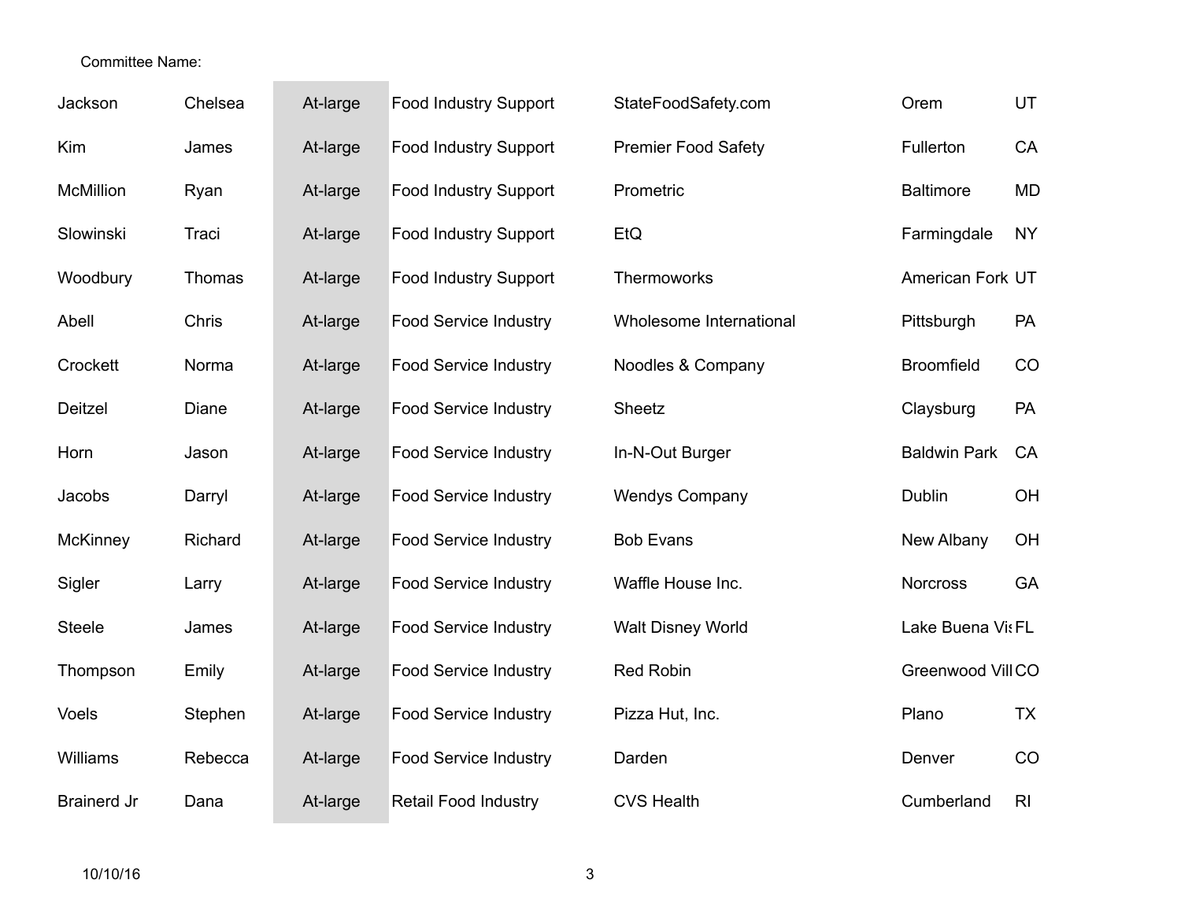Committee Name:

| | | | | | | |
|---|---|---|---|---|---|---|
| Jackson | Chelsea | At-large | Food Industry Support | StateFoodSafety.com | Orem | UT |
| Kim | James | At-large | Food Industry Support | Premier Food Safety | Fullerton | CA |
| McMillion | Ryan | At-large | Food Industry Support | Prometric | Baltimore | MD |
| Slowinski | Traci | At-large | Food Industry Support | EtQ | Farmingdale | NY |
| Woodbury | Thomas | At-large | Food Industry Support | Thermoworks | American Fork | UT |
| Abell | Chris | At-large | Food Service Industry | Wholesome International | Pittsburgh | PA |
| Crockett | Norma | At-large | Food Service Industry | Noodles & Company | Broomfield | CO |
| Deitzel | Diane | At-large | Food Service Industry | Sheetz | Claysburg | PA |
| Horn | Jason | At-large | Food Service Industry | In-N-Out Burger | Baldwin Park | CA |
| Jacobs | Darryl | At-large | Food Service Industry | Wendys Company | Dublin | OH |
| McKinney | Richard | At-large | Food Service Industry | Bob Evans | New Albany | OH |
| Sigler | Larry | At-large | Food Service Industry | Waffle House Inc. | Norcross | GA |
| Steele | James | At-large | Food Service Industry | Walt Disney World | Lake Buena Vis | FL |
| Thompson | Emily | At-large | Food Service Industry | Red Robin | Greenwood Vill | CO |
| Voels | Stephen | At-large | Food Service Industry | Pizza Hut, Inc. | Plano | TX |
| Williams | Rebecca | At-large | Food Service Industry | Darden | Denver | CO |
| Brainerd Jr | Dana | At-large | Retail Food Industry | CVS Health | Cumberland | RI |

10/10/16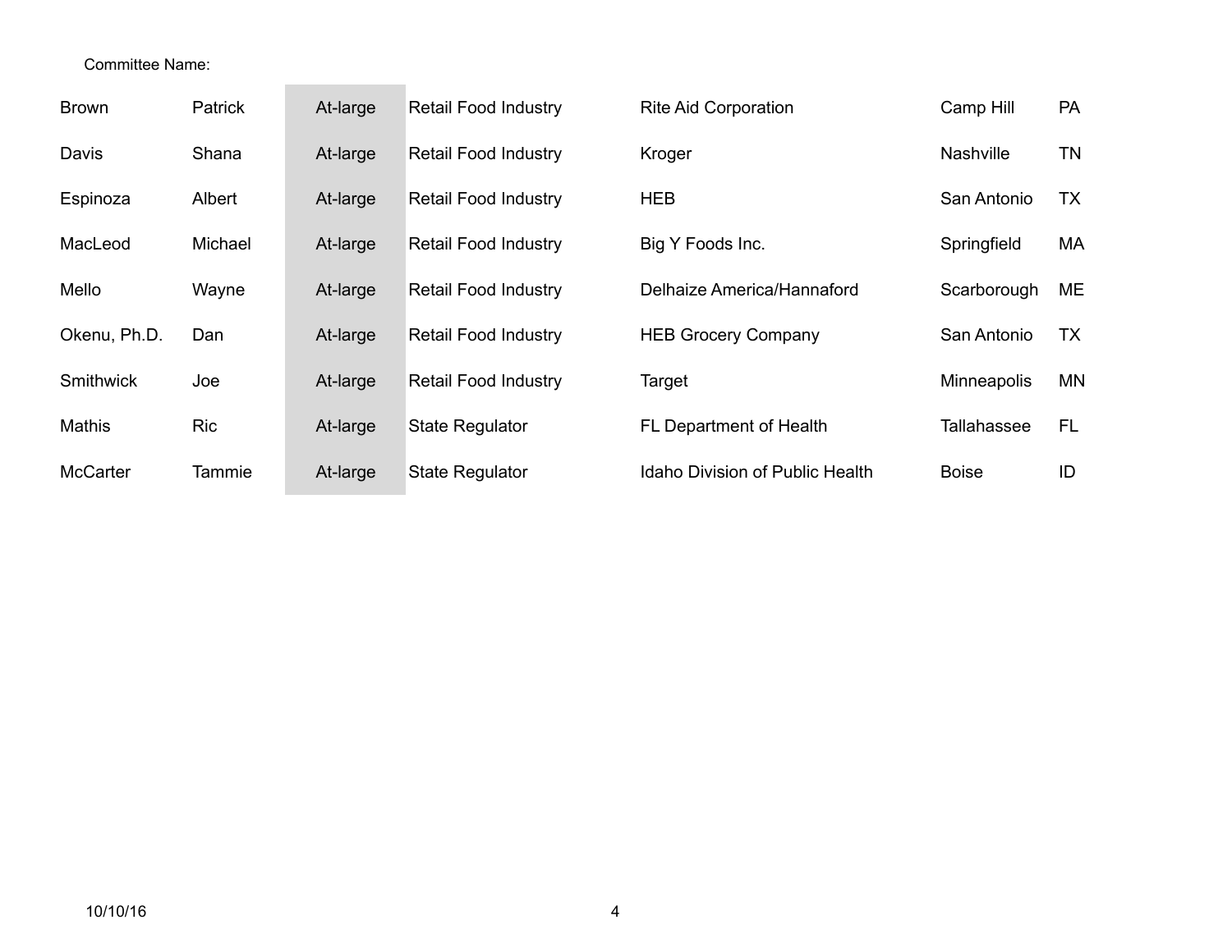Committee Name:

| | | | | | | |
|---|---|---|---|---|---|---|
| Brown | Patrick | At-large | Retail Food Industry | Rite Aid Corporation | Camp Hill | PA |
| Davis | Shana | At-large | Retail Food Industry | Kroger | Nashville | TN |
| Espinoza | Albert | At-large | Retail Food Industry | HEB | San Antonio | TX |
| MacLeod | Michael | At-large | Retail Food Industry | Big Y Foods Inc. | Springfield | MA |
| Mello | Wayne | At-large | Retail Food Industry | Delhaize America/Hannaford | Scarborough | ME |
| Okenu, Ph.D. | Dan | At-large | Retail Food Industry | HEB Grocery Company | San Antonio | TX |
| Smithwick | Joe | At-large | Retail Food Industry | Target | Minneapolis | MN |
| Mathis | Ric | At-large | State Regulator | FL Department of Health | Tallahassee | FL |
| McCarter | Tammie | At-large | State Regulator | Idaho Division of Public Health | Boise | ID |

10/10/16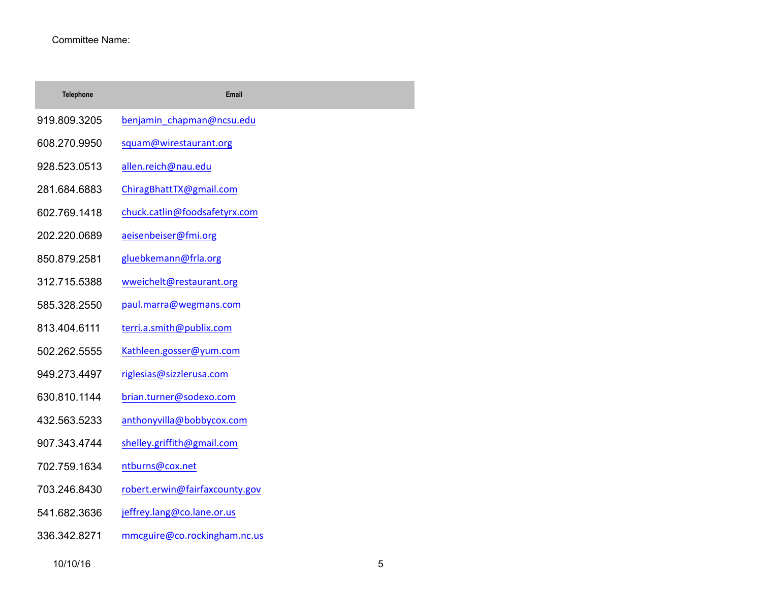Committee Name:

| Telephone | Email |
|---|---|
| 919.809.3205 | benjamin_chapman@ncsu.edu |
| 608.270.9950 | squam@wirestaurant.org |
| 928.523.0513 | allen.reich@nau.edu |
| 281.684.6883 | ChiragBhattTX@gmail.com |
| 602.769.1418 | chuck.catlin@foodsafetyrx.com |
| 202.220.0689 | aeisenbeiser@fmi.org |
| 850.879.2581 | gluebkemann@frla.org |
| 312.715.5388 | wweichelt@restaurant.org |
| 585.328.2550 | paul.marra@wegmans.com |
| 813.404.6111 | terri.a.smith@publix.com |
| 502.262.5555 | Kathleen.gosser@yum.com |
| 949.273.4497 | riglesias@sizzlerusa.com |
| 630.810.1144 | brian.turner@sodexo.com |
| 432.563.5233 | anthonyvilla@bobbycox.com |
| 907.343.4744 | shelley.griffith@gmail.com |
| 702.759.1634 | ntburns@cox.net |
| 703.246.8430 | robert.erwin@fairfaxcounty.gov |
| 541.682.3636 | jeffrey.lang@co.lane.or.us |
| 336.342.8271 | mmcguire@co.rockingham.nc.us |

10/10/16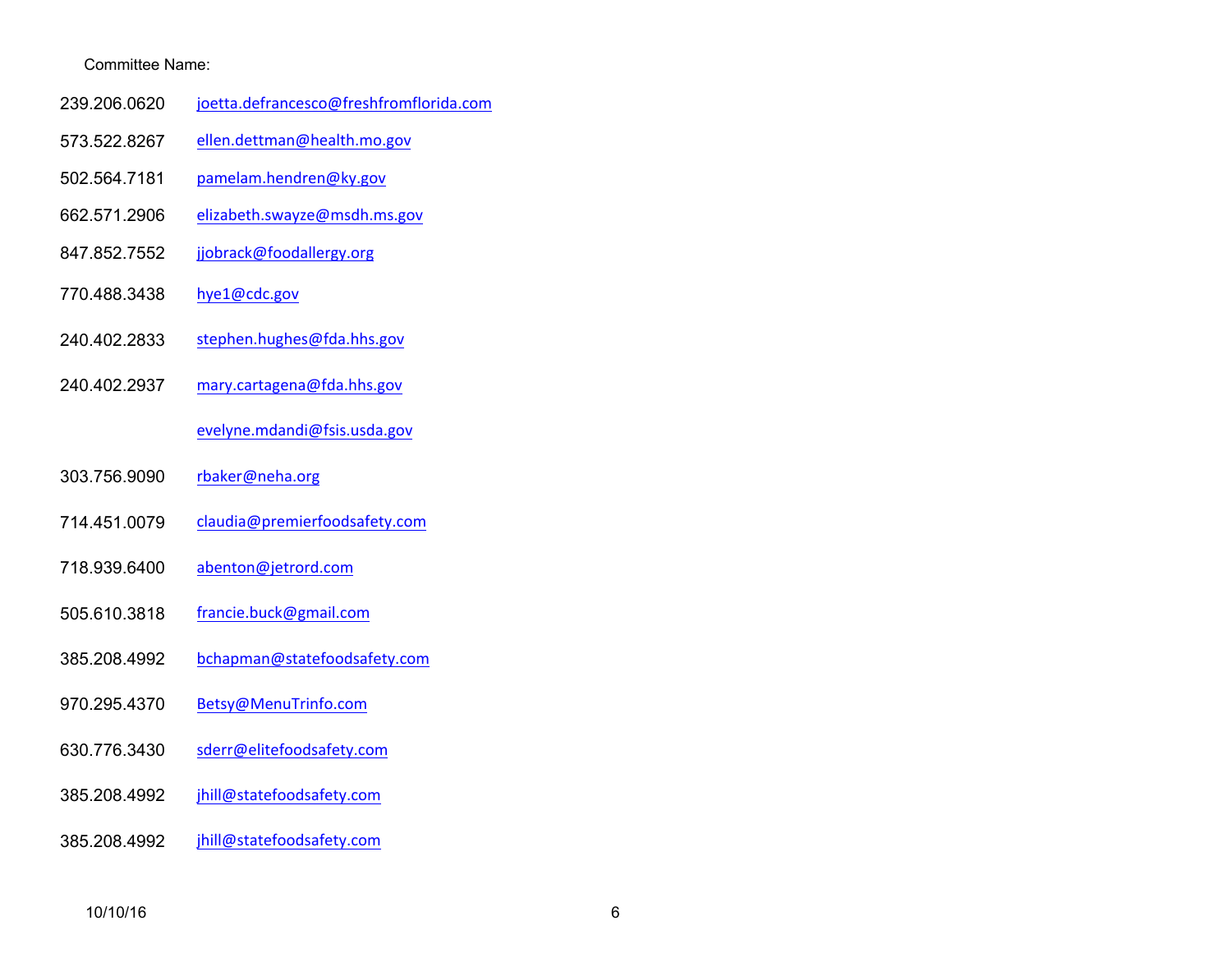Committee Name:

| | |
|---|---|
| 239.206.0620 | joetta.defrancesco@freshfromflorida.com |
| 573.522.8267 | ellen.dettman@health.mo.gov |
| 502.564.7181 | pamelam.hendren@ky.gov |
| 662.571.2906 | elizabeth.swayze@msdh.ms.gov |
| 847.852.7552 | jjobrack@foodallergy.org |
| 770.488.3438 | hye1@cdc.gov |
| 240.402.2833 | stephen.hughes@fda.hhs.gov |
| 240.402.2937 | mary.cartagena@fda.hhs.gov |
| | evelyne.mdandi@fsis.usda.gov |
| 303.756.9090 | rbaker@neha.org |
| 714.451.0079 | claudia@premierfoodsafety.com |
| 718.939.6400 | abenton@jetrord.com |
| 505.610.3818 | francie.buck@gmail.com |
| 385.208.4992 | bchapman@statefoodsafety.com |
| 970.295.4370 | Betsy@MenuTrinfo.com |
| 630.776.3430 | sderr@elitefoodsafety.com |
| 385.208.4992 | jhill@statefoodsafety.com |
| 385.208.4992 | jhill@statefoodsafety.com |

10/10/16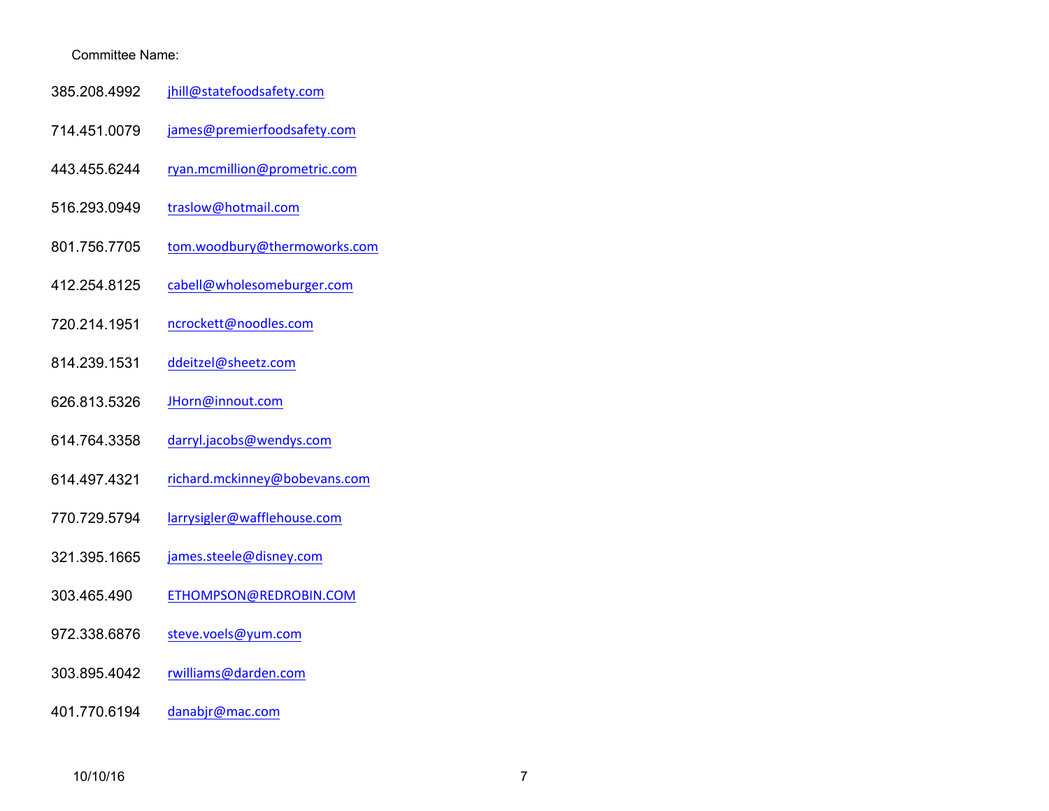Committee Name:

| | |
|---|---|
| 385.208.4992 | jhill@statefoodsafety.com |
| 714.451.0079 | james@premierfoodsafety.com |
| 443.455.6244 | ryan.mcmillion@prometric.com |
| 516.293.0949 | traslow@hotmail.com |
| 801.756.7705 | tom.woodbury@thermoworks.com |
| 412.254.8125 | cabell@wholesomeburger.com |
| 720.214.1951 | ncrockett@noodles.com |
| 814.239.1531 | ddeitzel@sheetz.com |
| 626.813.5326 | JHorn@innout.com |
| 614.764.3358 | darryl.jacobs@wendys.com |
| 614.497.4321 | richard.mckinney@bobevans.com |
| 770.729.5794 | larrysigler@wafflehouse.com |
| 321.395.1665 | james.steele@disney.com |
| 303.465.490 | ETHOMPSON@REDROBIN.COM |
| 972.338.6876 | steve.voels@yum.com |
| 303.895.4042 | rwilliams@darden.com |
| 401.770.6194 | danabjr@mac.com |

10/10/16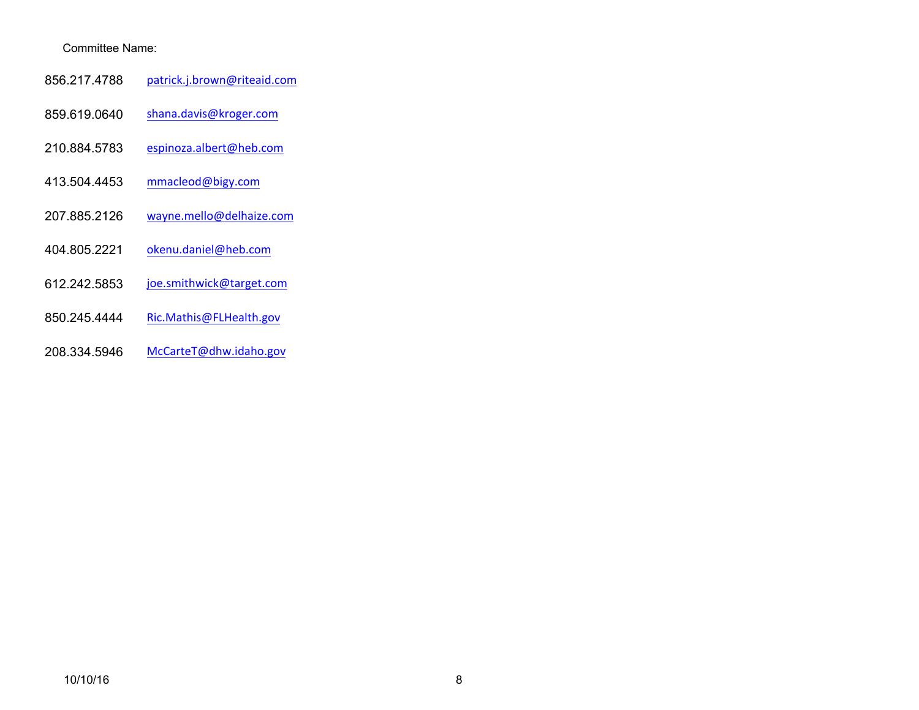Committee Name:

| | |
|---|---|
| 856.217.4788 | patrick.j.brown@riteaid.com |
| 859.619.0640 | shana.davis@kroger.com |
| 210.884.5783 | espinoza.albert@heb.com |
| 413.504.4453 | mmacleod@bigy.com |
| 207.885.2126 | wayne.mello@delhaize.com |
| 404.805.2221 | okenu.daniel@heb.com |
| 612.242.5853 | joe.smithwick@target.com |
| 850.245.4444 | Ric.Mathis@FLHealth.gov |
| 208.334.5946 | McCarteT@dhw.idaho.gov |

10/10/16